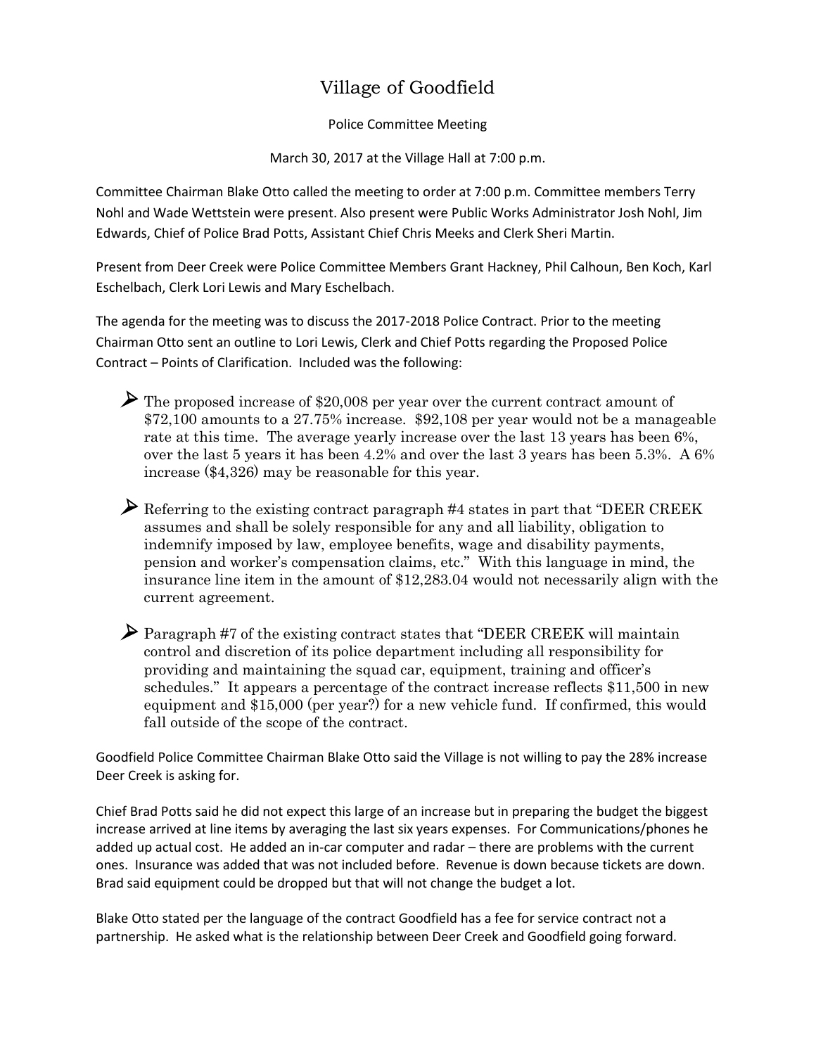# Village of Goodfield

Police Committee Meeting

March 30, 2017 at the Village Hall at 7:00 p.m.

Committee Chairman Blake Otto called the meeting to order at 7:00 p.m. Committee members Terry Nohl and Wade Wettstein were present. Also present were Public Works Administrator Josh Nohl, Jim Edwards, Chief of Police Brad Potts, Assistant Chief Chris Meeks and Clerk Sheri Martin.

Present from Deer Creek were Police Committee Members Grant Hackney, Phil Calhoun, Ben Koch, Karl Eschelbach, Clerk Lori Lewis and Mary Eschelbach.

The agenda for the meeting was to discuss the 2017-2018 Police Contract. Prior to the meeting Chairman Otto sent an outline to Lori Lewis, Clerk and Chief Potts regarding the Proposed Police Contract – Points of Clarification. Included was the following:

- The proposed increase of $20,008 per year over the current contract amount of $72,100 amounts to a 27.75% increase. $92,108 per year would not be a manageable rate at this time. The average yearly increase over the last 13 years has been 6%, over the last 5 years it has been 4.2% and over the last 3 years has been 5.3%. A 6% increase ($4,326) may be reasonable for this year.
- Referring to the existing contract paragraph #4 states in part that "DEER CREEK assumes and shall be solely responsible for any and all liability, obligation to indemnify imposed by law, employee benefits, wage and disability payments, pension and worker's compensation claims, etc." With this language in mind, the insurance line item in the amount of $12,283.04 would not necessarily align with the current agreement.
- Paragraph #7 of the existing contract states that "DEER CREEK will maintain control and discretion of its police department including all responsibility for providing and maintaining the squad car, equipment, training and officer's schedules." It appears a percentage of the contract increase reflects $11,500 in new equipment and $15,000 (per year?) for a new vehicle fund. If confirmed, this would fall outside of the scope of the contract.

Goodfield Police Committee Chairman Blake Otto said the Village is not willing to pay the 28% increase Deer Creek is asking for.

Chief Brad Potts said he did not expect this large of an increase but in preparing the budget the biggest increase arrived at line items by averaging the last six years expenses. For Communications/phones he added up actual cost. He added an in-car computer and radar – there are problems with the current ones. Insurance was added that was not included before. Revenue is down because tickets are down. Brad said equipment could be dropped but that will not change the budget a lot.

Blake Otto stated per the language of the contract Goodfield has a fee for service contract not a partnership. He asked what is the relationship between Deer Creek and Goodfield going forward.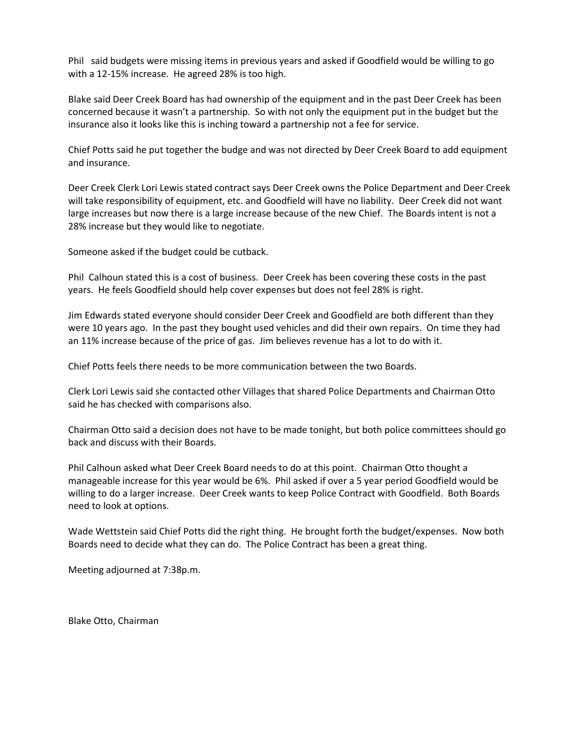Phil  said budgets were missing items in previous years and asked if Goodfield would be willing to go with a 12-15% increase.  He agreed 28% is too high.

Blake said Deer Creek Board has had ownership of the equipment and in the past Deer Creek has been concerned because it wasn't a partnership.  So with not only the equipment put in the budget but the insurance also it looks like this is inching toward a partnership not a fee for service.

Chief Potts said he put together the budge and was not directed by Deer Creek Board to add equipment and insurance.

Deer Creek Clerk Lori Lewis stated contract says Deer Creek owns the Police Department and Deer Creek will take responsibility of equipment, etc. and Goodfield will have no liability.  Deer Creek did not want large increases but now there is a large increase because of the new Chief.  The Boards intent is not a 28% increase but they would like to negotiate.

Someone asked if the budget could be cutback.

Phil  Calhoun stated this is a cost of business.  Deer Creek has been covering these costs in the past years.  He feels Goodfield should help cover expenses but does not feel 28% is right.

Jim Edwards stated everyone should consider Deer Creek and Goodfield are both different than they were 10 years ago.  In the past they bought used vehicles and did their own repairs.  On time they had an 11% increase because of the price of gas.  Jim believes revenue has a lot to do with it.

Chief Potts feels there needs to be more communication between the two Boards.

Clerk Lori Lewis said she contacted other Villages that shared Police Departments and Chairman Otto said he has checked with comparisons also.

Chairman Otto said a decision does not have to be made tonight, but both police committees should go back and discuss with their Boards.

Phil Calhoun asked what Deer Creek Board needs to do at this point.  Chairman Otto thought a manageable increase for this year would be 6%.  Phil asked if over a 5 year period Goodfield would be willing to do a larger increase.  Deer Creek wants to keep Police Contract with Goodfield.  Both Boards need to look at options.

Wade Wettstein said Chief Potts did the right thing.  He brought forth the budget/expenses.  Now both Boards need to decide what they can do.  The Police Contract has been a great thing.

Meeting adjourned at 7:38p.m.

Blake Otto, Chairman